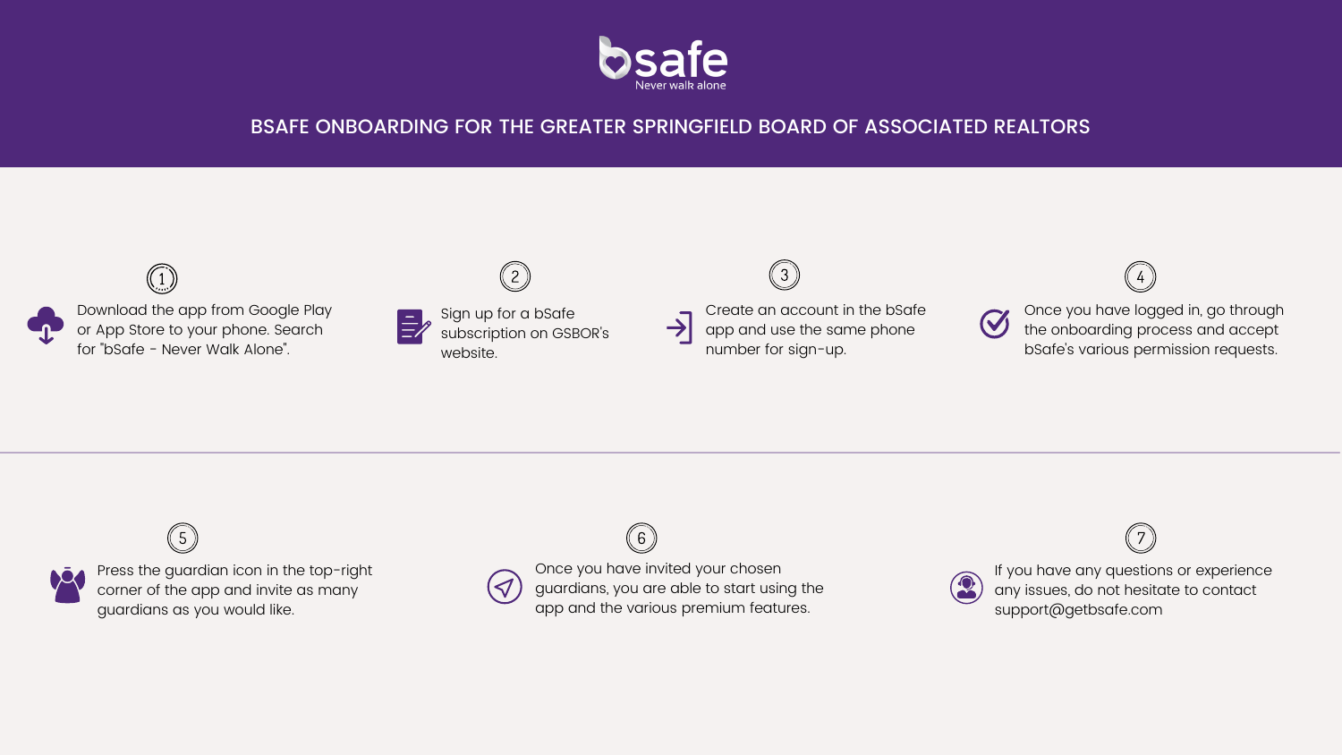bsafe

Never walk alone

# BSAFE ONBOARDING FOR THE GREATER SPRINGFIELD BOARD OF ASSOCIATED REALTORS

1. Download the app from Google Play or App Store to your phone. Search for "bSafe - Never Walk Alone".

2. Sign up for a bSafe subscription on GSBOR's website.

3. Create an account in the bSafe app and use the same phone number for sign-up.

4. Once you have logged in, go through the onboarding process and accept bSafe's various permission requests.

5. Press the guardian icon in the top-right corner of the app and invite as many guardians as you would like.

6. Once you have invited your chosen guardians, you are able to start using the app and the various premium features.

7. If you have any questions or experience any issues, do not hesitate to contact support@getbsafe.com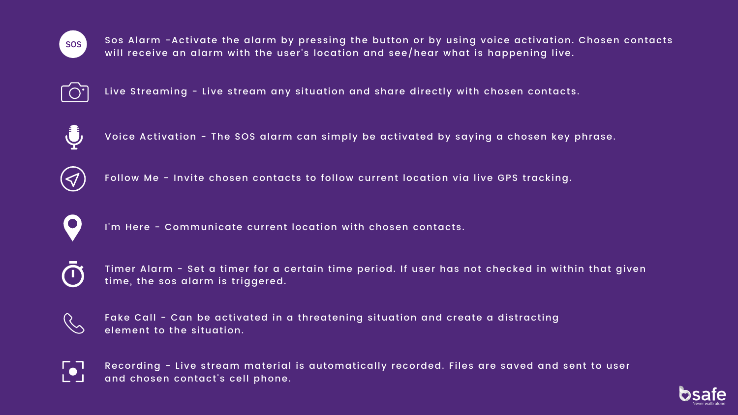- **Sos Alarm** -Activate the alarm by pressing the button or by using voice activation. Chosen contacts will receive an alarm with the user's location and see/hear what is happening live.
- **Live Streaming** - Live stream any situation and share directly with chosen contacts.
- **Voice Activation** - The SOS alarm can simply be activated by saying a chosen key phrase.
- **Follow Me** - Invite chosen contacts to follow current location via live GPS tracking.
- **I'm Here** - Communicate current location with chosen contacts.
- **Timer Alarm** - Set a timer for a certain time period. If user has not checked in within that given time, the sos alarm is triggered.
- **Fake Call** - Can be activated in a threatening situation and create a distracting element to the situation.
- **Recording** - Live stream material is automatically recorded. Files are saved and sent to user and chosen contact's cell phone.

bsafe
Never walk alone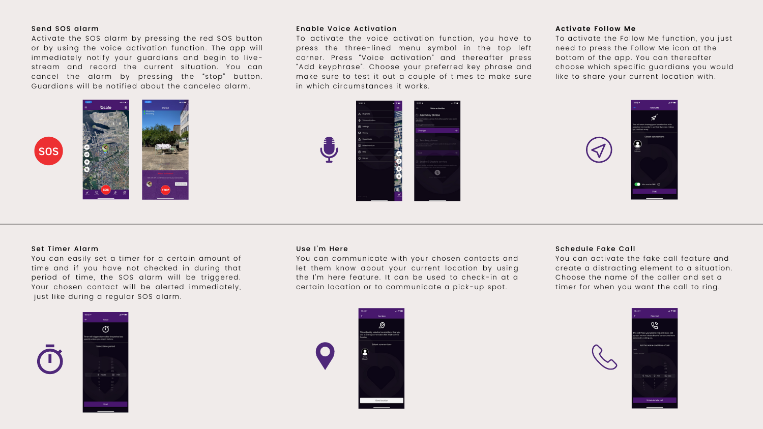## Send SOS alarm

Activate the SOS alarm by pressing the red SOS button or by using the voice activation function. The app will immediately notify your guardians and begin to live-stream and record the current situation. You can cancel the alarm by pressing the "stop" button. Guardians will be notified about the canceled alarm.

## Enable Voice Activation

To activate the voice activation function, you have to press the three-lined menu symbol in the top left corner. Press "Voice activation" and thereafter press "Add keyphrase". Choose your preferred key phrase and make sure to test it out a couple of times to make sure in which circumstances it works.

## Activate Follow Me

To activate the Follow Me function, you just need to press the Follow Me icon at the bottom of the app. You can thereafter choose which specific guardians you would like to share your current location with.

## Set Timer Alarm

You can easily set a timer for a certain amount of time and if you have not checked in during that period of time, the SOS alarm will be triggered. Your chosen contact will be alerted immediately, just like during a regular SOS alarm.

## Use I'm Here

You can communicate with your chosen contacts and let them know about your current location by using the I'm here feature. It can be used to check-in at a certain location or to communicate a pick-up spot.

## Schedule Fake Call

You can activate the fake call feature and create a distracting element to a situation. Choose the name of the caller and set a timer for when you want the call to ring.